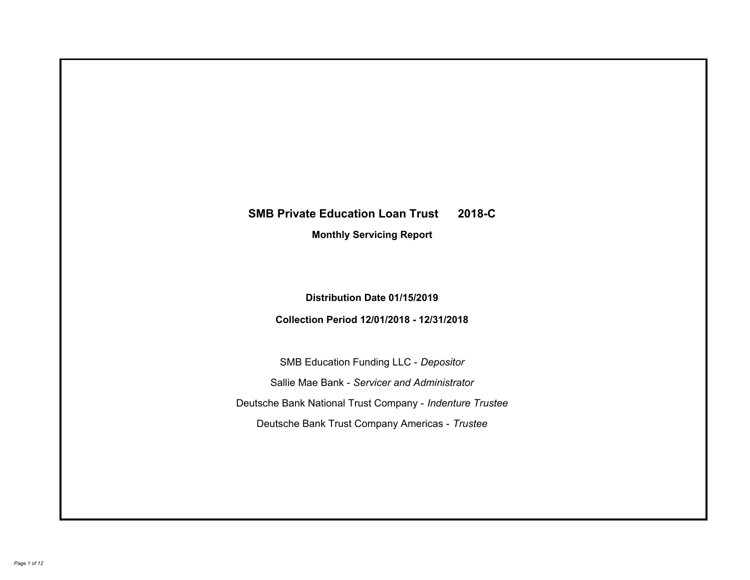# SMB Private Education Loan Trust 2018-C

**Monthly Servicing Report**

**Distribution Date 01/15/2019**

**Collection Period 12/01/2018 - 12/31/2018**

SMB Education Funding LLC - *Depositor*

Sallie Mae Bank - *Servicer and Administrator*

Deutsche Bank National Trust Company - *Indenture Trustee*

Deutsche Bank Trust Company Americas - *Trustee*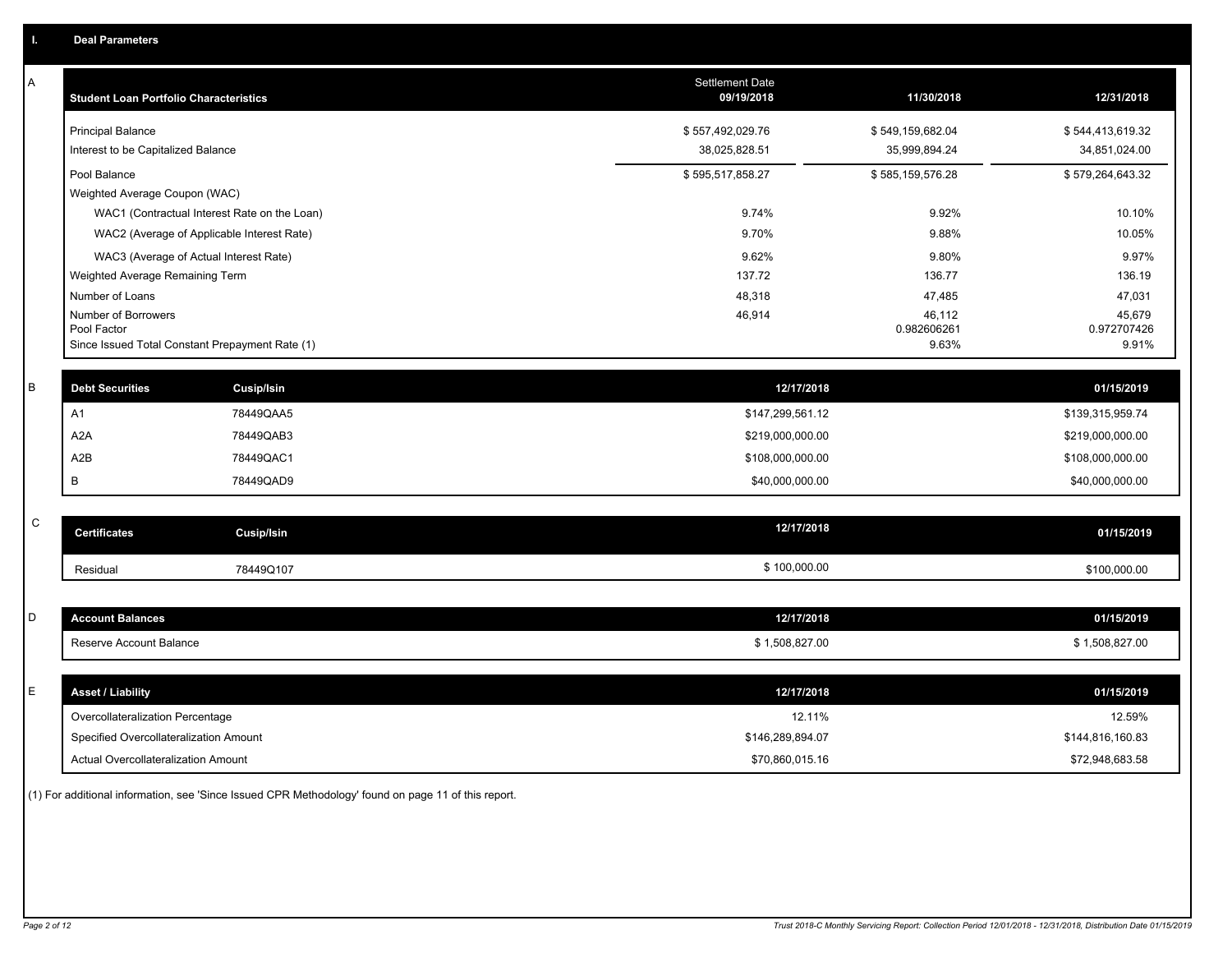## I. Deal Parameters

### A

| Student Loan Portfolio Characteristics | Settlement Date 09/19/2018 | 11/30/2018 | 12/31/2018 |
|---|---|---|---|
| Principal Balance | $ 557,492,029.76 | $ 549,159,682.04 | $ 544,413,619.32 |
| Interest to be Capitalized Balance | 38,025,828.51 | 35,999,894.24 | 34,851,024.00 |
| Pool Balance | $ 595,517,858.27 | $ 585,159,576.28 | $ 579,264,643.32 |
| Weighted Average Coupon (WAC) | | | |
| WAC1 (Contractual Interest Rate on the Loan) | 9.74% | 9.92% | 10.10% |
| WAC2 (Average of Applicable Interest Rate) | 9.70% | 9.88% | 10.05% |
| WAC3 (Average of Actual Interest Rate) | 9.62% | 9.80% | 9.97% |
| Weighted Average Remaining Term | 137.72 | 136.77 | 136.19 |
| Number of Loans | 48,318 | 47,485 | 47,031 |
| Number of Borrowers | 46,914 | 46,112 | 45,679 |
| Pool Factor | | 0.982606261 | 0.972707426 |
| Since Issued Total Constant Prepayment Rate (1) | | 9.63% | 9.91% |

### B

| Debt Securities | Cusip/Isin | 12/17/2018 | 01/15/2019 |
|---|---|---|---|
| A1 | 78449QAA5 | $147,299,561.12 | $139,315,959.74 |
| A2A | 78449QAB3 | $219,000,000.00 | $219,000,000.00 |
| A2B | 78449QAC1 | $108,000,000.00 | $108,000,000.00 |
| B | 78449QAD9 | $40,000,000.00 | $40,000,000.00 |

### C

| Certificates | Cusip/Isin | 12/17/2018 | 01/15/2019 |
|---|---|---|---|
| Residual | 78449Q107 | $ 100,000.00 | $100,000.00 |

### D

| Account Balances | 12/17/2018 | 01/15/2019 |
|---|---|---|
| Reserve Account Balance | $ 1,508,827.00 | $ 1,508,827.00 |

### E

| Asset / Liability | 12/17/2018 | 01/15/2019 |
|---|---|---|
| Overcollateralization Percentage | 12.11% | 12.59% |
| Specified Overcollateralization Amount | $146,289,894.07 | $144,816,160.83 |
| Actual Overcollateralization Amount | $70,860,015.16 | $72,948,683.58 |

(1) For additional information, see 'Since Issued CPR Methodology' found on page 11 of this report.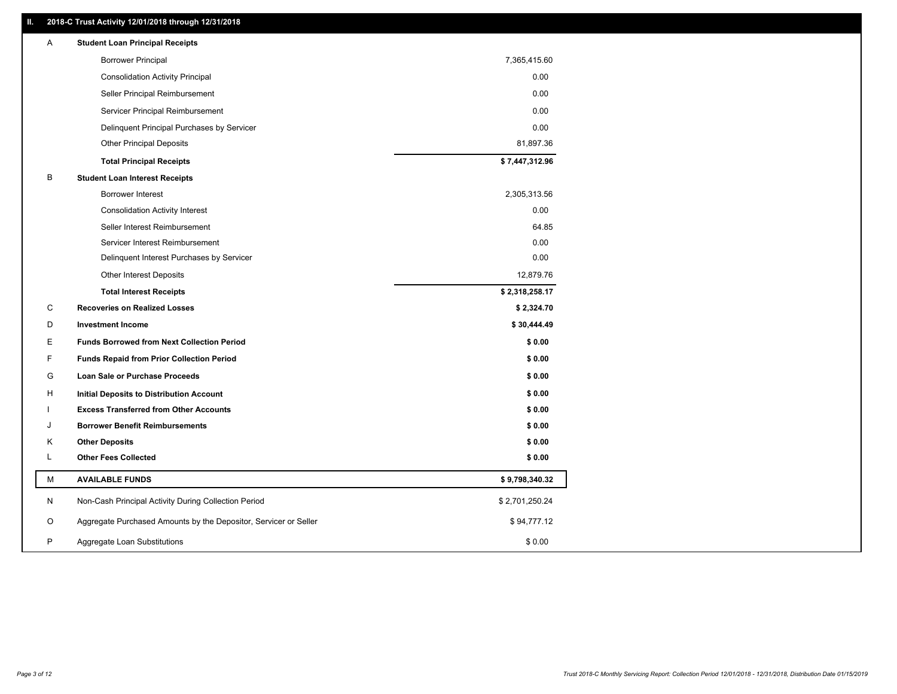## II. 2018-C Trust Activity 12/01/2018 through 12/31/2018

| | | |
|---|---|---|
| A | **Student Loan Principal Receipts** | |
| | Borrower Principal | 7,365,415.60 |
| | Consolidation Activity Principal | 0.00 |
| | Seller Principal Reimbursement | 0.00 |
| | Servicer Principal Reimbursement | 0.00 |
| | Delinquent Principal Purchases by Servicer | 0.00 |
| | Other Principal Deposits | 81,897.36 |
| | **Total Principal Receipts** | **$ 7,447,312.96** |
| B | **Student Loan Interest Receipts** | |
| | Borrower Interest | 2,305,313.56 |
| | Consolidation Activity Interest | 0.00 |
| | Seller Interest Reimbursement | 64.85 |
| | Servicer Interest Reimbursement | 0.00 |
| | Delinquent Interest Purchases by Servicer | 0.00 |
| | Other Interest Deposits | 12,879.76 |
| | **Total Interest Receipts** | **$ 2,318,258.17** |
| C | **Recoveries on Realized Losses** | **$ 2,324.70** |
| D | **Investment Income** | **$ 30,444.49** |
| E | **Funds Borrowed from Next Collection Period** | **$ 0.00** |
| F | **Funds Repaid from Prior Collection Period** | **$ 0.00** |
| G | **Loan Sale or Purchase Proceeds** | **$ 0.00** |
| H | **Initial Deposits to Distribution Account** | **$ 0.00** |
| I | **Excess Transferred from Other Accounts** | **$ 0.00** |
| J | **Borrower Benefit Reimbursements** | **$ 0.00** |
| K | **Other Deposits** | **$ 0.00** |
| L | **Other Fees Collected** | **$ 0.00** |
| M | **AVAILABLE FUNDS** | **$ 9,798,340.32** |
| N | Non-Cash Principal Activity During Collection Period | $ 2,701,250.24 |
| O | Aggregate Purchased Amounts by the Depositor, Servicer or Seller | $ 94,777.12 |
| P | Aggregate Loan Substitutions | $ 0.00 |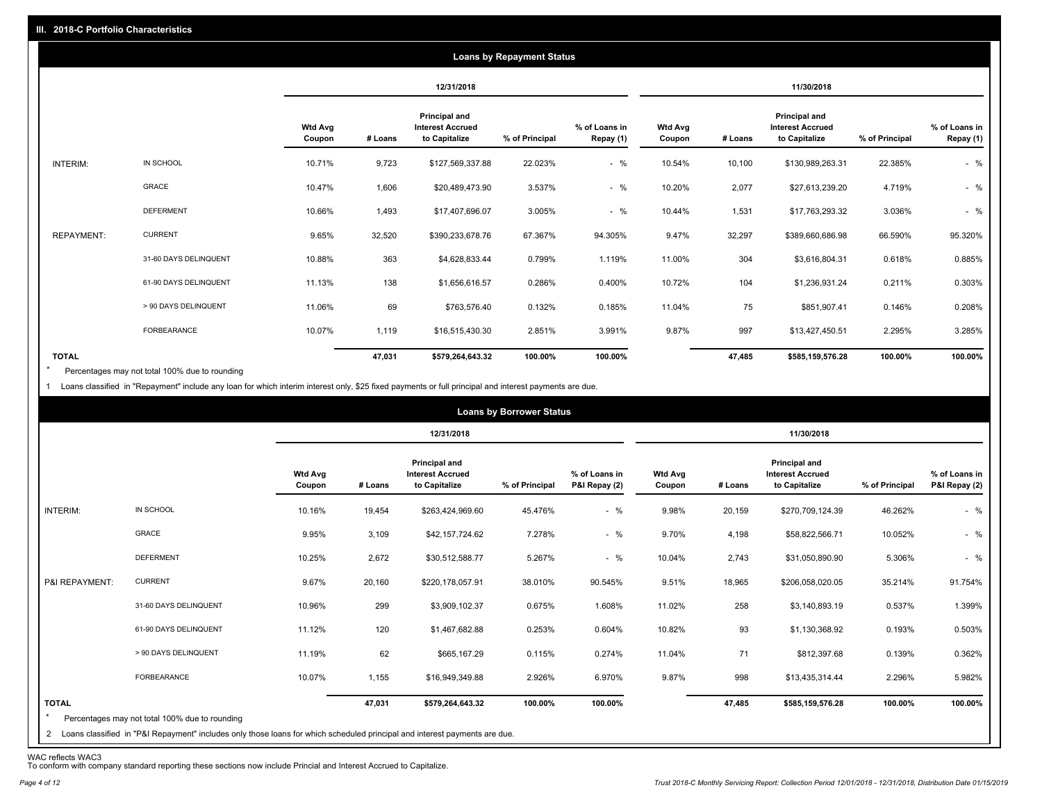## III. 2018-C Portfolio Characteristics

### Loans by Repayment Status

| | | 12/31/2018 | | | | | 11/30/2018 | | | | |
|---|---|---|---|---|---|---|---|---|---|---|---|
| | | Wtd Avg Coupon | # Loans | Principal and Interest Accrued to Capitalize | % of Principal | % of Loans in Repay (1) | Wtd Avg Coupon | # Loans | Principal and Interest Accrued to Capitalize | % of Principal | % of Loans in Repay (1) |
| INTERIM: | IN SCHOOL | 10.71% | 9,723 | $127,569,337.88 | 22.023% | - % | 10.54% | 10,100 | $130,989,263.31 | 22.385% | - % |
| | GRACE | 10.47% | 1,606 | $20,489,473.90 | 3.537% | - % | 10.20% | 2,077 | $27,613,239.20 | 4.719% | - % |
| | DEFERMENT | 10.66% | 1,493 | $17,407,696.07 | 3.005% | - % | 10.44% | 1,531 | $17,763,293.32 | 3.036% | - % |
| REPAYMENT: | CURRENT | 9.65% | 32,520 | $390,233,678.76 | 67.367% | 94.305% | 9.47% | 32,297 | $389,660,686.98 | 66.590% | 95.320% |
| | 31-60 DAYS DELINQUENT | 10.88% | 363 | $4,628,833.44 | 0.799% | 1.119% | 11.00% | 304 | $3,616,804.31 | 0.618% | 0.885% |
| | 61-90 DAYS DELINQUENT | 11.13% | 138 | $1,656,616.57 | 0.286% | 0.400% | 10.72% | 104 | $1,236,931.24 | 0.211% | 0.303% |
| | > 90 DAYS DELINQUENT | 11.06% | 69 | $763,576.40 | 0.132% | 0.185% | 11.04% | 75 | $851,907.41 | 0.146% | 0.208% |
| | FORBEARANCE | 10.07% | 1,119 | $16,515,430.30 | 2.851% | 3.991% | 9.87% | 997 | $13,427,450.51 | 2.295% | 3.285% |
| **TOTAL** | | | **47,031** | **$579,264,643.32** | **100.00%** | **100.00%** | | **47,485** | **$585,159,576.28** | **100.00%** | **100.00%** |

\* Percentages may not total 100% due to rounding

1 Loans classified in "Repayment" include any loan for which interim interest only, $25 fixed payments or full principal and interest payments are due.

### Loans by Borrower Status

| | | 12/31/2018 | | | | | 11/30/2018 | | | | |
|---|---|---|---|---|---|---|---|---|---|---|---|
| | | Wtd Avg Coupon | # Loans | Principal and Interest Accrued to Capitalize | % of Principal | % of Loans in P&I Repay (2) | Wtd Avg Coupon | # Loans | Principal and Interest Accrued to Capitalize | % of Principal | % of Loans in P&I Repay (2) |
| INTERIM: | IN SCHOOL | 10.16% | 19,454 | $263,424,969.60 | 45.476% | - % | 9.98% | 20,159 | $270,709,124.39 | 46.262% | - % |
| | GRACE | 9.95% | 3,109 | $42,157,724.62 | 7.278% | - % | 9.70% | 4,198 | $58,822,566.71 | 10.052% | - % |
| | DEFERMENT | 10.25% | 2,672 | $30,512,588.77 | 5.267% | - % | 10.04% | 2,743 | $31,050,890.90 | 5.306% | - % |
| P&I REPAYMENT: | CURRENT | 9.67% | 20,160 | $220,178,057.91 | 38.010% | 90.545% | 9.51% | 18,965 | $206,058,020.05 | 35.214% | 91.754% |
| | 31-60 DAYS DELINQUENT | 10.96% | 299 | $3,909,102.37 | 0.675% | 1.608% | 11.02% | 258 | $3,140,893.19 | 0.537% | 1.399% |
| | 61-90 DAYS DELINQUENT | 11.12% | 120 | $1,467,682.88 | 0.253% | 0.604% | 10.82% | 93 | $1,130,368.92 | 0.193% | 0.503% |
| | > 90 DAYS DELINQUENT | 11.19% | 62 | $665,167.29 | 0.115% | 0.274% | 11.04% | 71 | $812,397.68 | 0.139% | 0.362% |
| | FORBEARANCE | 10.07% | 1,155 | $16,949,349.88 | 2.926% | 6.970% | 9.87% | 998 | $13,435,314.44 | 2.296% | 5.982% |
| **TOTAL** | | | **47,031** | **$579,264,643.32** | **100.00%** | **100.00%** | | **47,485** | **$585,159,576.28** | **100.00%** | **100.00%** |

\* Percentages may not total 100% due to rounding

2 Loans classified in "P&I Repayment" includes only those loans for which scheduled principal and interest payments are due.

WAC reflects WAC3

To conform with company standard reporting these sections now include Princial and Interest Accrued to Capitalize.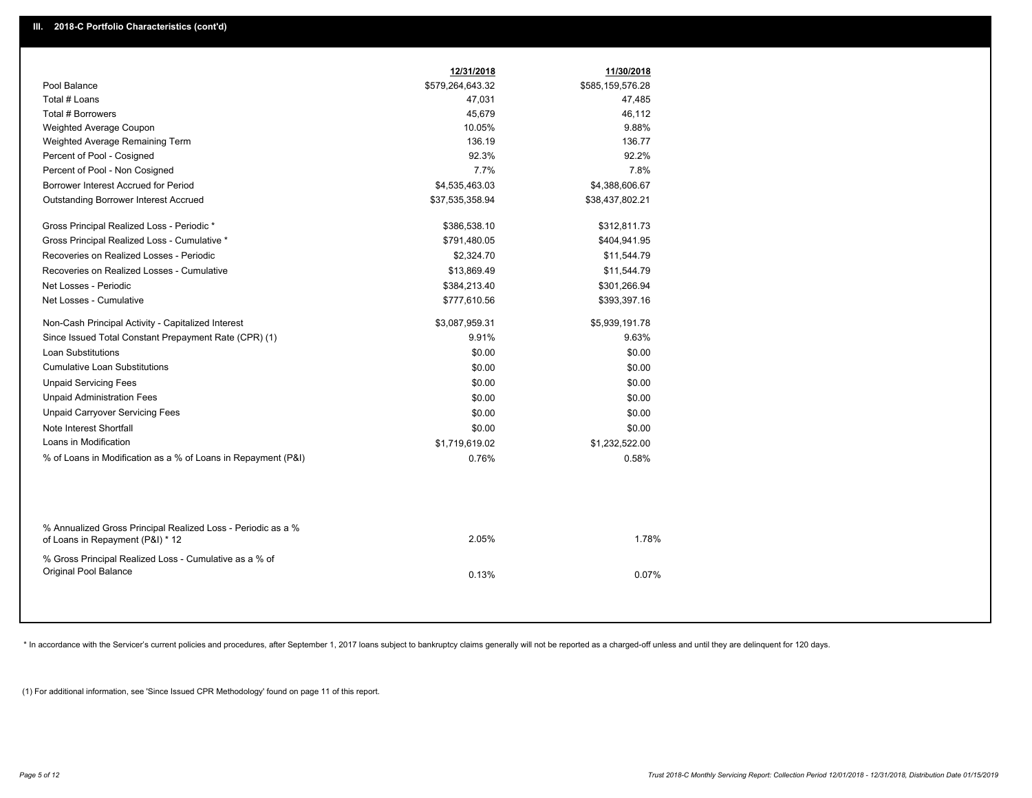## III. 2018-C Portfolio Characteristics (cont'd)

| | 12/31/2018 | 11/30/2018 |
|---|---|---|
| Pool Balance | $579,264,643.32 | $585,159,576.28 |
| Total # Loans | 47,031 | 47,485 |
| Total # Borrowers | 45,679 | 46,112 |
| Weighted Average Coupon | 10.05% | 9.88% |
| Weighted Average Remaining Term | 136.19 | 136.77 |
| Percent of Pool - Cosigned | 92.3% | 92.2% |
| Percent of Pool - Non Cosigned | 7.7% | 7.8% |
| Borrower Interest Accrued for Period | $4,535,463.03 | $4,388,606.67 |
| Outstanding Borrower Interest Accrued | $37,535,358.94 | $38,437,802.21 |
| Gross Principal Realized Loss - Periodic * | $386,538.10 | $312,811.73 |
| Gross Principal Realized Loss - Cumulative * | $791,480.05 | $404,941.95 |
| Recoveries on Realized Losses - Periodic | $2,324.70 | $11,544.79 |
| Recoveries on Realized Losses - Cumulative | $13,869.49 | $11,544.79 |
| Net Losses - Periodic | $384,213.40 | $301,266.94 |
| Net Losses - Cumulative | $777,610.56 | $393,397.16 |
| Non-Cash Principal Activity - Capitalized Interest | $3,087,959.31 | $5,939,191.78 |
| Since Issued Total Constant Prepayment Rate (CPR) (1) | 9.91% | 9.63% |
| Loan Substitutions | $0.00 | $0.00 |
| Cumulative Loan Substitutions | $0.00 | $0.00 |
| Unpaid Servicing Fees | $0.00 | $0.00 |
| Unpaid Administration Fees | $0.00 | $0.00 |
| Unpaid Carryover Servicing Fees | $0.00 | $0.00 |
| Note Interest Shortfall | $0.00 | $0.00 |
| Loans in Modification | $1,719,619.02 | $1,232,522.00 |
| % of Loans in Modification as a % of Loans in Repayment (P&I) | 0.76% | 0.58% |
| % Annualized Gross Principal Realized Loss - Periodic as a % of Loans in Repayment (P&I) * 12 | 2.05% | 1.78% |
| % Gross Principal Realized Loss - Cumulative as a % of Original Pool Balance | 0.13% | 0.07% |

* In accordance with the Servicer's current policies and procedures, after September 1, 2017 loans subject to bankruptcy claims generally will not be reported as a charged-off unless and until they are delinquent for 120 days.

(1) For additional information, see 'Since Issued CPR Methodology' found on page 11 of this report.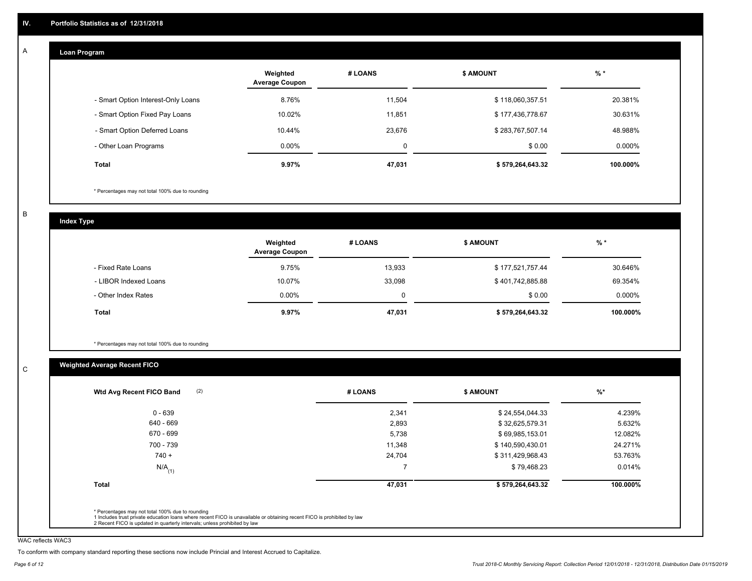## IV. Portfolio Statistics as of 12/31/2018

### A — Loan Program

| | Weighted Average Coupon | # LOANS | $ AMOUNT | % * |
|---|---|---|---|---|
| - Smart Option Interest-Only Loans | 8.76% | 11,504 | $ 118,060,357.51 | 20.381% |
| - Smart Option Fixed Pay Loans | 10.02% | 11,851 | $ 177,436,778.67 | 30.631% |
| - Smart Option Deferred Loans | 10.44% | 23,676 | $ 283,767,507.14 | 48.988% |
| - Other Loan Programs | 0.00% | 0 | $ 0.00 | 0.000% |
| **Total** | **9.97%** | **47,031** | **$ 579,264,643.32** | **100.000%** |

* Percentages may not total 100% due to rounding

### B — Index Type

| | Weighted Average Coupon | # LOANS | $ AMOUNT | % * |
|---|---|---|---|---|
| - Fixed Rate Loans | 9.75% | 13,933 | $ 177,521,757.44 | 30.646% |
| - LIBOR Indexed Loans | 10.07% | 33,098 | $ 401,742,885.88 | 69.354% |
| - Other Index Rates | 0.00% | 0 | $ 0.00 | 0.000% |
| **Total** | **9.97%** | **47,031** | **$ 579,264,643.32** | **100.000%** |

* Percentages may not total 100% due to rounding

### C — Weighted Average Recent FICO

| Wtd Avg Recent FICO Band (2) | # LOANS | $ AMOUNT | %* |
|---|---|---|---|
| 0 - 639 | 2,341 | $ 24,554,044.33 | 4.239% |
| 640 - 669 | 2,893 | $ 32,625,579.31 | 5.632% |
| 670 - 699 | 5,738 | $ 69,985,153.01 | 12.082% |
| 700 - 739 | 11,348 | $ 140,590,430.01 | 24.271% |
| 740 + | 24,704 | $ 311,429,968.43 | 53.763% |
| N/A (1) | 7 | $ 79,468.23 | 0.014% |
| **Total** | **47,031** | **$ 579,264,643.32** | **100.000%** |

* Percentages may not total 100% due to rounding
1 Includes trust private education loans where recent FICO is unavailable or obtaining recent FICO is prohibited by law
2 Recent FICO is updated in quarterly intervals; unless prohibited by law

WAC reflects WAC3

To conform with company standard reporting these sections now include Princial and Interest Accrued to Capitalize.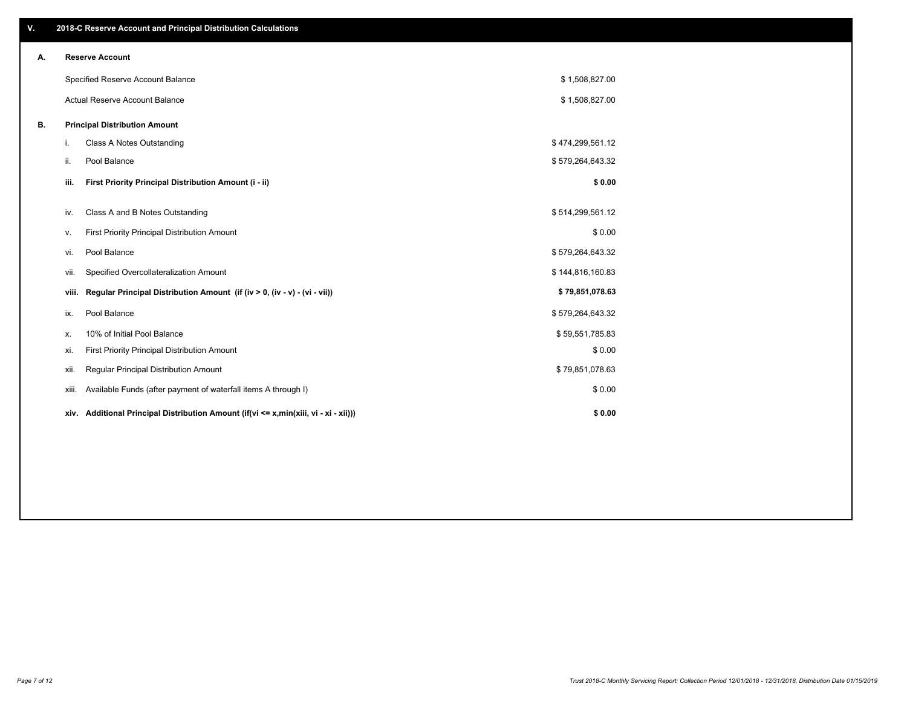## V. 2018-C Reserve Account and Principal Distribution Calculations

### A. Reserve Account

| | |
|---|---|
| Specified Reserve Account Balance | $ 1,508,827.00 |
| Actual Reserve Account Balance | $ 1,508,827.00 |

### B. Principal Distribution Amount

| | | |
|---|---|---|
| i. | Class A Notes Outstanding | $ 474,299,561.12 |
| ii. | Pool Balance | $ 579,264,643.32 |
| **iii.** | **First Priority Principal Distribution Amount (i - ii)** | **$ 0.00** |
| iv. | Class A and B Notes Outstanding | $ 514,299,561.12 |
| v. | First Priority Principal Distribution Amount | $ 0.00 |
| vi. | Pool Balance | $ 579,264,643.32 |
| vii. | Specified Overcollateralization Amount | $ 144,816,160.83 |
| **viii.** | **Regular Principal Distribution Amount (if (iv > 0, (iv - v) - (vi - vii))** | **$ 79,851,078.63** |
| ix. | Pool Balance | $ 579,264,643.32 |
| x. | 10% of Initial Pool Balance | $ 59,551,785.83 |
| xi. | First Priority Principal Distribution Amount | $ 0.00 |
| xii. | Regular Principal Distribution Amount | $ 79,851,078.63 |
| xiii. | Available Funds (after payment of waterfall items A through I) | $ 0.00 |
| **xiv.** | **Additional Principal Distribution Amount (if(vi <= x,min(xiii, vi - xi - xii)))** | **$ 0.00** |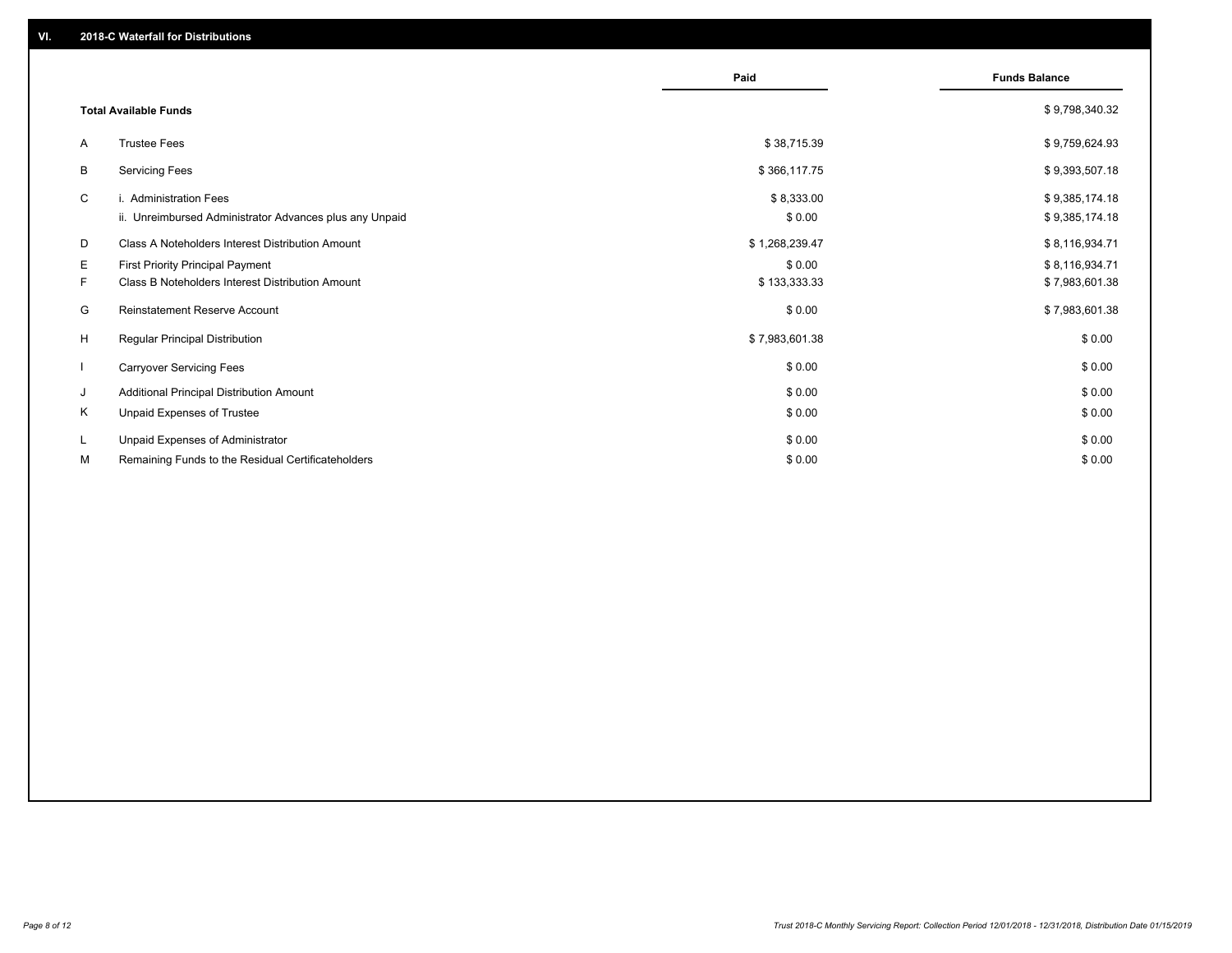## VI. 2018-C Waterfall for Distributions

| | | Paid | Funds Balance |
|---|---|---|---|
| | **Total Available Funds** | | $ 9,798,340.32 |
| A | Trustee Fees | $ 38,715.39 | $ 9,759,624.93 |
| B | Servicing Fees | $ 366,117.75 | $ 9,393,507.18 |
| C | i. Administration Fees | $ 8,333.00 | $ 9,385,174.18 |
| | ii. Unreimbursed Administrator Advances plus any Unpaid | $ 0.00 | $ 9,385,174.18 |
| D | Class A Noteholders Interest Distribution Amount | $ 1,268,239.47 | $ 8,116,934.71 |
| E | First Priority Principal Payment | $ 0.00 | $ 8,116,934.71 |
| F | Class B Noteholders Interest Distribution Amount | $ 133,333.33 | $ 7,983,601.38 |
| G | Reinstatement Reserve Account | $ 0.00 | $ 7,983,601.38 |
| H | Regular Principal Distribution | $ 7,983,601.38 | $ 0.00 |
| I | Carryover Servicing Fees | $ 0.00 | $ 0.00 |
| J | Additional Principal Distribution Amount | $ 0.00 | $ 0.00 |
| K | Unpaid Expenses of Trustee | $ 0.00 | $ 0.00 |
| L | Unpaid Expenses of Administrator | $ 0.00 | $ 0.00 |
| M | Remaining Funds to the Residual Certificateholders | $ 0.00 | $ 0.00 |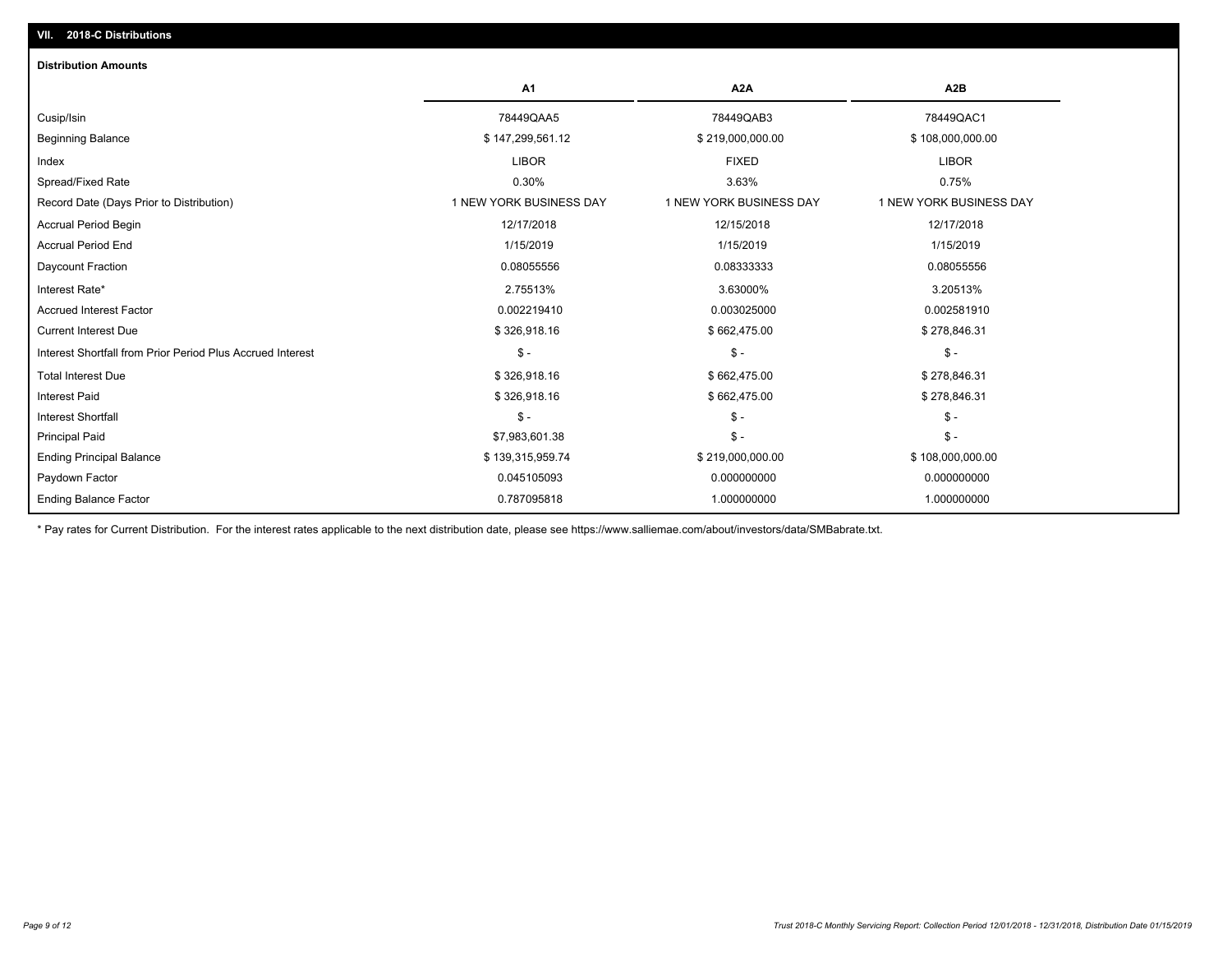## VII. 2018-C Distributions

### Distribution Amounts

| | A1 | A2A | A2B |
|---|---|---|---|
| Cusip/Isin | 78449QAA5 | 78449QAB3 | 78449QAC1 |
| Beginning Balance | $ 147,299,561.12 | $ 219,000,000.00 | $ 108,000,000.00 |
| Index | LIBOR | FIXED | LIBOR |
| Spread/Fixed Rate | 0.30% | 3.63% | 0.75% |
| Record Date (Days Prior to Distribution) | 1 NEW YORK BUSINESS DAY | 1 NEW YORK BUSINESS DAY | 1 NEW YORK BUSINESS DAY |
| Accrual Period Begin | 12/17/2018 | 12/15/2018 | 12/17/2018 |
| Accrual Period End | 1/15/2019 | 1/15/2019 | 1/15/2019 |
| Daycount Fraction | 0.08055556 | 0.08333333 | 0.08055556 |
| Interest Rate* | 2.75513% | 3.63000% | 3.20513% |
| Accrued Interest Factor | 0.002219410 | 0.003025000 | 0.002581910 |
| Current Interest Due | $ 326,918.16 | $ 662,475.00 | $ 278,846.31 |
| Interest Shortfall from Prior Period Plus Accrued Interest | $ - | $ - | $ - |
| Total Interest Due | $ 326,918.16 | $ 662,475.00 | $ 278,846.31 |
| Interest Paid | $ 326,918.16 | $ 662,475.00 | $ 278,846.31 |
| Interest Shortfall | $ - | $ - | $ - |
| Principal Paid | $7,983,601.38 | $ - | $ - |
| Ending Principal Balance | $ 139,315,959.74 | $ 219,000,000.00 | $ 108,000,000.00 |
| Paydown Factor | 0.045105093 | 0.000000000 | 0.000000000 |
| Ending Balance Factor | 0.787095818 | 1.000000000 | 1.000000000 |

* Pay rates for Current Distribution. For the interest rates applicable to the next distribution date, please see https://www.salliemae.com/about/investors/data/SMBabrate.txt.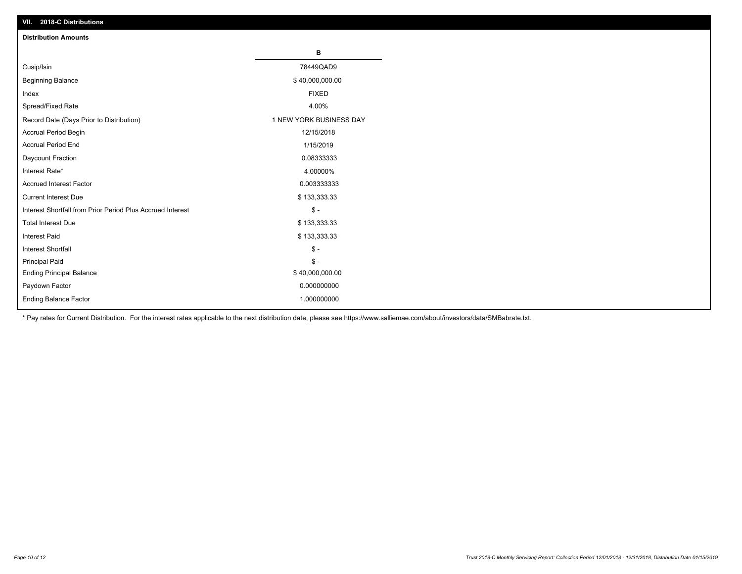## VII. 2018-C Distributions

### Distribution Amounts

| | B |
|---|---|
| Cusip/Isin | 78449QAD9 |
| Beginning Balance | $ 40,000,000.00 |
| Index | FIXED |
| Spread/Fixed Rate | 4.00% |
| Record Date (Days Prior to Distribution) | 1 NEW YORK BUSINESS DAY |
| Accrual Period Begin | 12/15/2018 |
| Accrual Period End | 1/15/2019 |
| Daycount Fraction | 0.08333333 |
| Interest Rate* | 4.00000% |
| Accrued Interest Factor | 0.003333333 |
| Current Interest Due | $ 133,333.33 |
| Interest Shortfall from Prior Period Plus Accrued Interest | $ - |
| Total Interest Due | $ 133,333.33 |
| Interest Paid | $ 133,333.33 |
| Interest Shortfall | $ - |
| Principal Paid | $ - |
| Ending Principal Balance | $ 40,000,000.00 |
| Paydown Factor | 0.000000000 |
| Ending Balance Factor | 1.000000000 |

* Pay rates for Current Distribution. For the interest rates applicable to the next distribution date, please see https://www.salliemae.com/about/investors/data/SMBabrate.txt.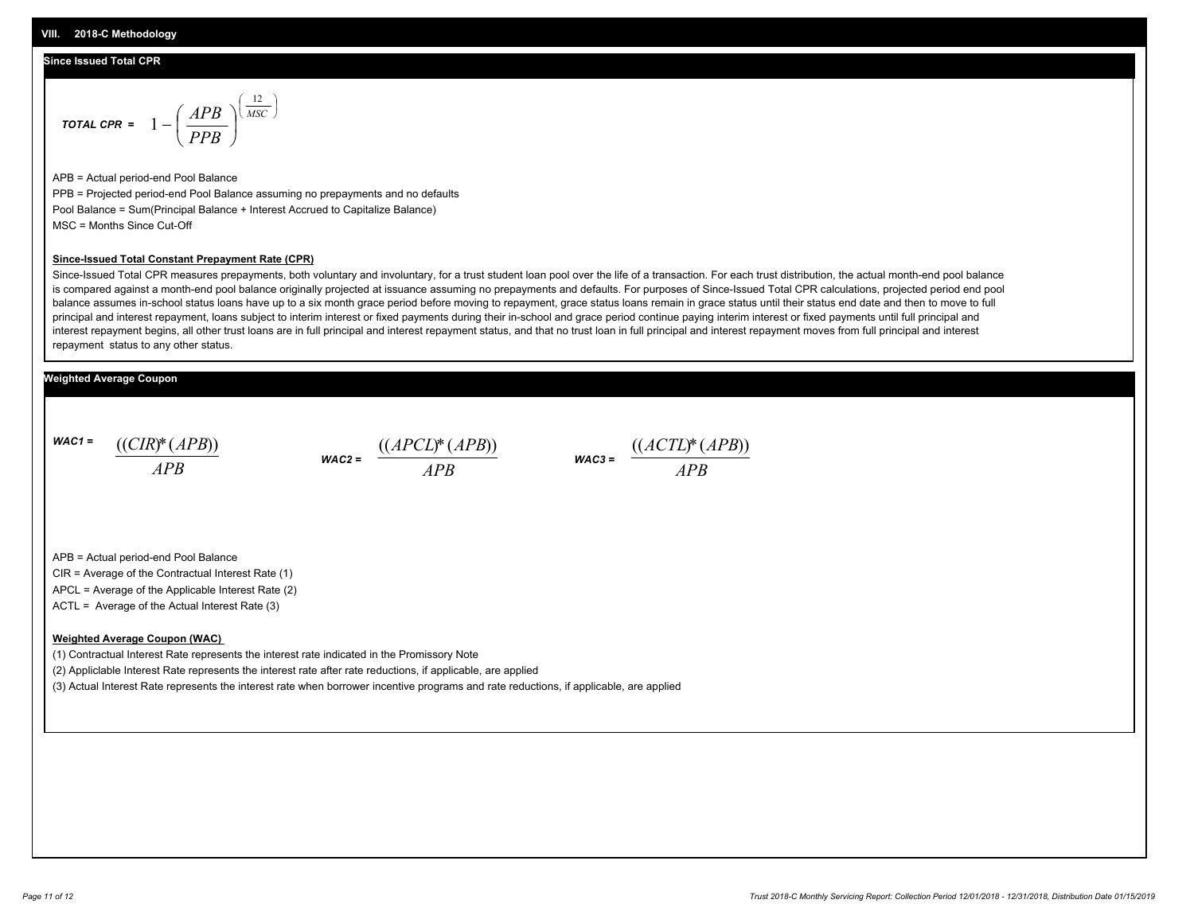## VIII. 2018-C Methodology

### Since Issued Total CPR

$$\textit{TOTAL CPR} = 1 - \left( \frac{APB}{PPB} \right)^{\left( \frac{12}{MSC} \right)}$$

APB = Actual period-end Pool Balance

PPB = Projected period-end Pool Balance assuming no prepayments and no defaults

Pool Balance = Sum(Principal Balance + Interest Accrued to Capitalize Balance)

MSC = Months Since Cut-Off

**Since-Issued Total Constant Prepayment Rate (CPR)**

Since-Issued Total CPR measures prepayments, both voluntary and involuntary, for a trust student loan pool over the life of a transaction. For each trust distribution, the actual month-end pool balance is compared against a month-end pool balance originally projected at issuance assuming no prepayments and defaults. For purposes of Since-Issued Total CPR calculations, projected period end pool balance assumes in-school status loans have up to a six month grace period before moving to repayment, grace status loans remain in grace status until their status end date and then to move to full principal and interest repayment, loans subject to interim interest or fixed payments during their in-school and grace period continue paying interim interest or fixed payments until full principal and interest repayment begins, all other trust loans are in full principal and interest repayment status, and that no trust loan in full principal and interest repayment moves from full principal and interest repayment status to any other status.

### Weighted Average Coupon

$$\textit{WAC1} = \frac{((CIR)^*(APB))}{APB} \qquad \textit{WAC2} = \frac{((APCL)^*(APB))}{APB} \qquad \textit{WAC3} = \frac{((ACTL)^*(APB))}{APB}$$

APB = Actual period-end Pool Balance

CIR = Average of the Contractual Interest Rate (1)

APCL = Average of the Applicable Interest Rate (2)

ACTL = Average of the Actual Interest Rate (3)

**Weighted Average Coupon (WAC)**

(1) Contractual Interest Rate represents the interest rate indicated in the Promissory Note

(2) Appliclable Interest Rate represents the interest rate after rate reductions, if applicable, are applied

(3) Actual Interest Rate represents the interest rate when borrower incentive programs and rate reductions, if applicable, are applied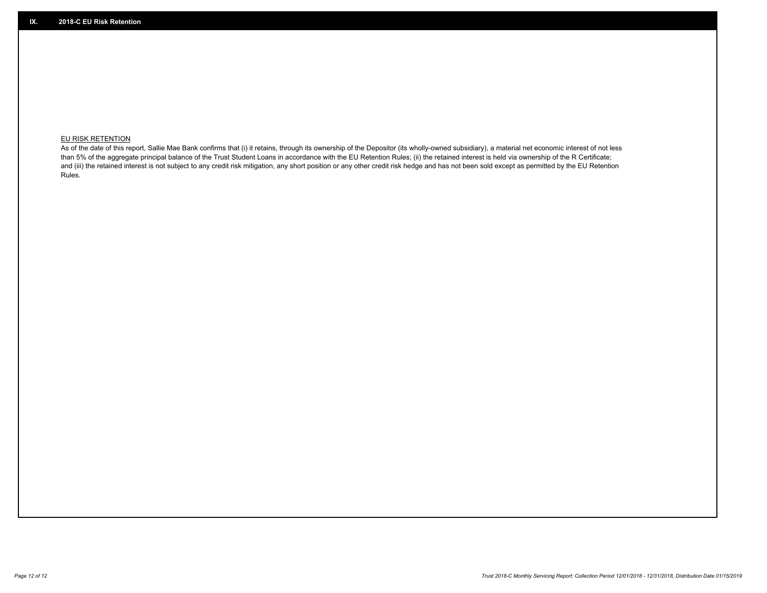## IX. 2018-C EU Risk Retention

EU RISK RETENTION

As of the date of this report, Sallie Mae Bank confirms that (i) it retains, through its ownership of the Depositor (its wholly-owned subsidiary), a material net economic interest of not less than 5% of the aggregate principal balance of the Trust Student Loans in accordance with the EU Retention Rules; (ii) the retained interest is held via ownership of the R Certificate; and (iii) the retained interest is not subject to any credit risk mitigation, any short position or any other credit risk hedge and has not been sold except as permitted by the EU Retention Rules.